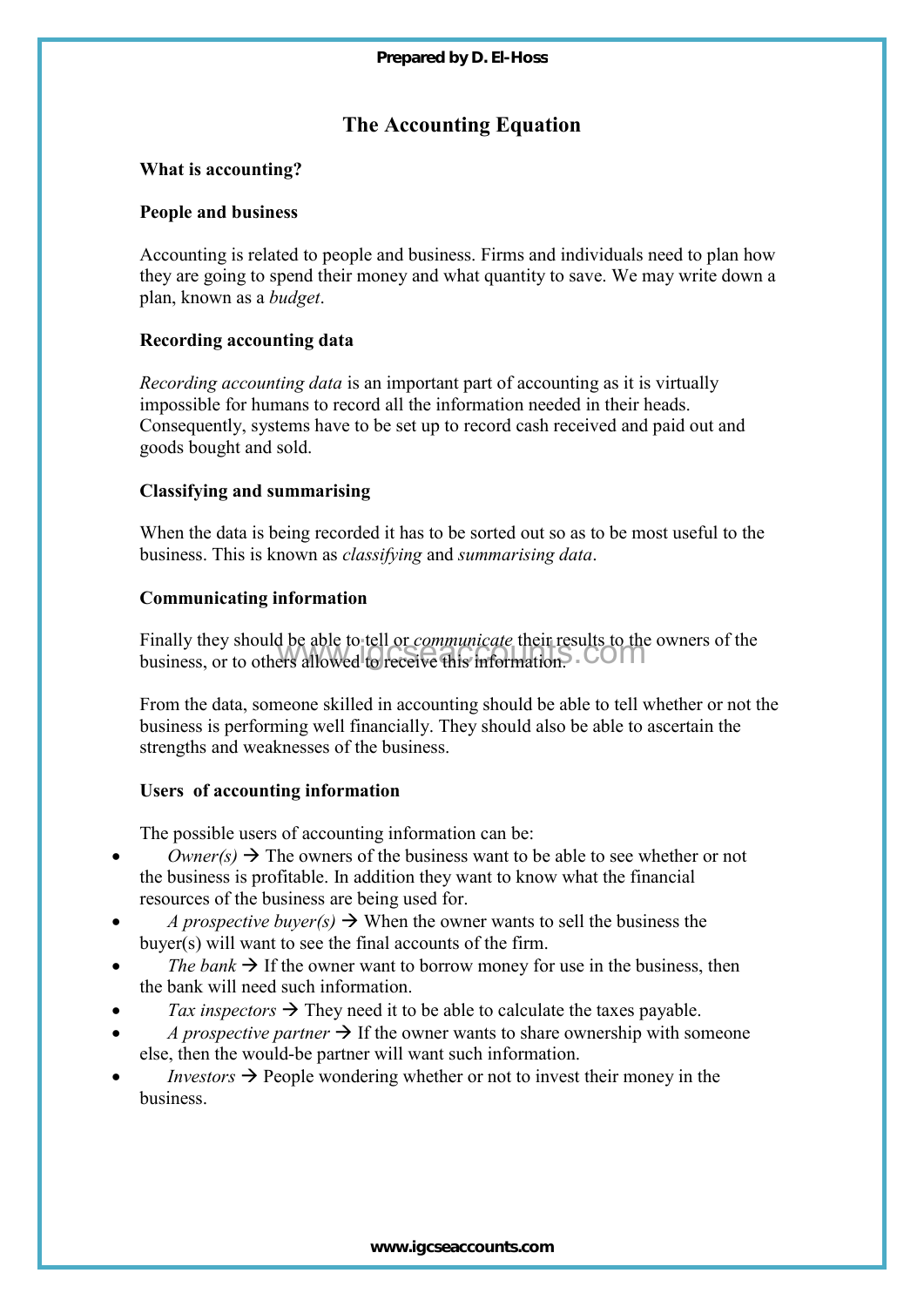# The Accounting Equation

**What is accounting?**

**People and business**

Accounting is related to people and business. Firms and individuals need to plan how they are going to spend their money and what quantity to save. We may write down a plan, known as a *budget*.

**Recording accounting data**

*Recording accounting data* is an important part of accounting as it is virtually impossible for humans to record all the information needed in their heads. Consequently, systems have to be set up to record cash received and paid out and goods bought and sold.

**Classifying and summarising**

When the data is being recorded it has to be sorted out so as to be most useful to the business. This is known as *classifying* and *summarising data*.

**Communicating information**

Finally they should be able to tell or *communicate* their results to the owners of the business, or to others allowed to receive this information.

From the data, someone skilled in accounting should be able to tell whether or not the business is performing well financially. They should also be able to ascertain the strengths and weaknesses of the business.

**Users of accounting information**

The possible users of accounting information can be:

- *Owner(s)* → The owners of the business want to be able to see whether or not the business is profitable. In addition they want to know what the financial resources of the business are being used for.
- *A prospective buyer(s)* → When the owner wants to sell the business the buyer(s) will want to see the final accounts of the firm.
- *The bank* → If the owner want to borrow money for use in the business, then the bank will need such information.
- *Tax inspectors* → They need it to be able to calculate the taxes payable.
- *A prospective partner* → If the owner wants to share ownership with someone else, then the would-be partner will want such information.
- *Investors* → People wondering whether or not to invest their money in the business.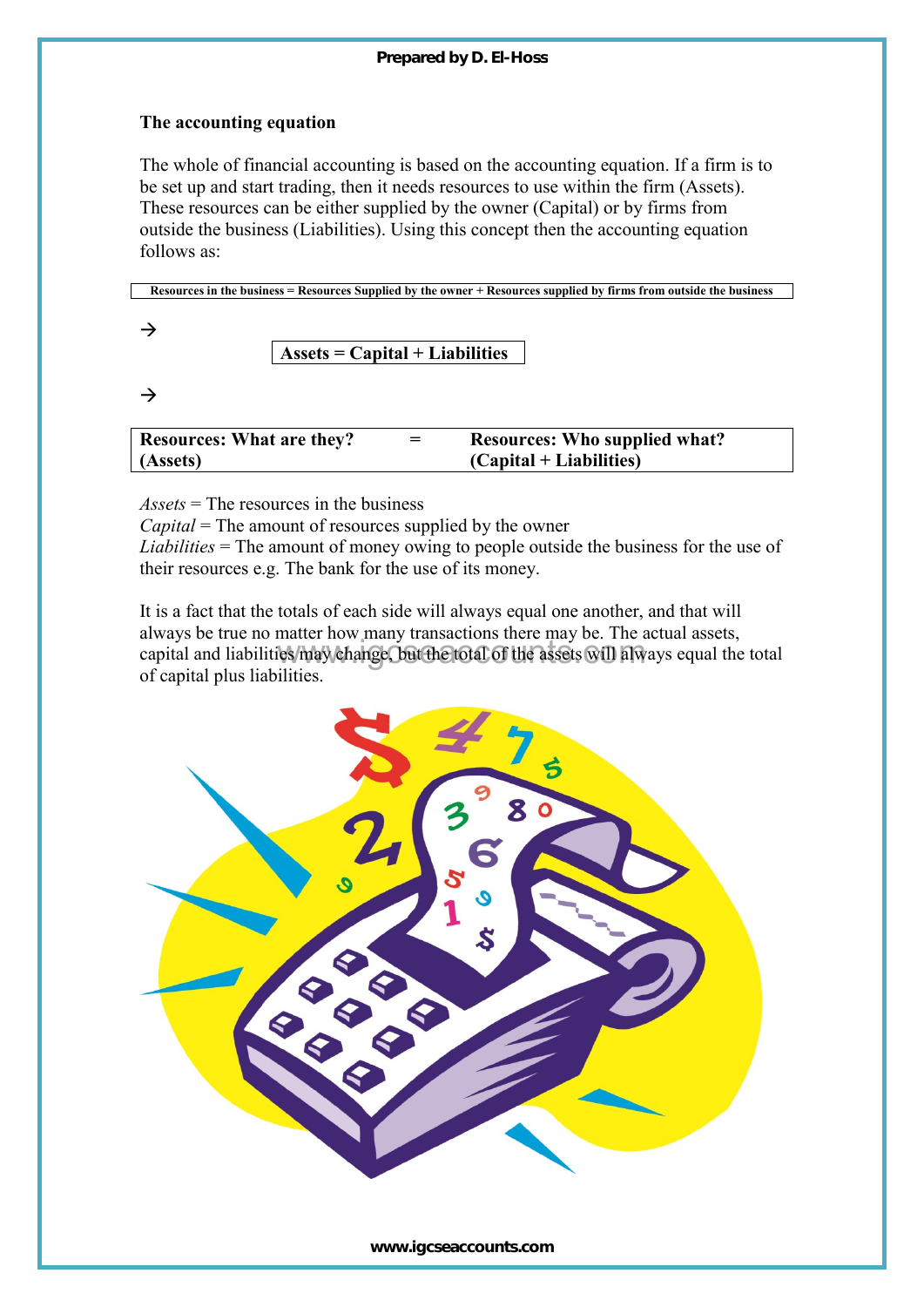## The accounting equation

The whole of financial accounting is based on the accounting equation. If a firm is to be set up and start trading, then it needs resources to use within the firm (Assets). These resources can be either supplied by the owner (Capital) or by firms from outside the business (Liabilities). Using this concept then the accounting equation follows as:

**Resources in the business = Resources Supplied by the owner + Resources supplied by firms from outside the business**

→

**Assets = Capital + Liabilities**

→

| | | |
|---|---|---|
| **Resources: What are they? (Assets)** | = | **Resources: Who supplied what? (Capital + Liabilities)** |

*Assets* = The resources in the business
*Capital* = The amount of resources supplied by the owner
*Liabilities* = The amount of money owing to people outside the business for the use of their resources e.g. The bank for the use of its money.

It is a fact that the totals of each side will always equal one another, and that will always be true no matter how many transactions there may be. The actual assets, capital and liabilities may change, but the total of the assets will always equal the total of capital plus liabilities.